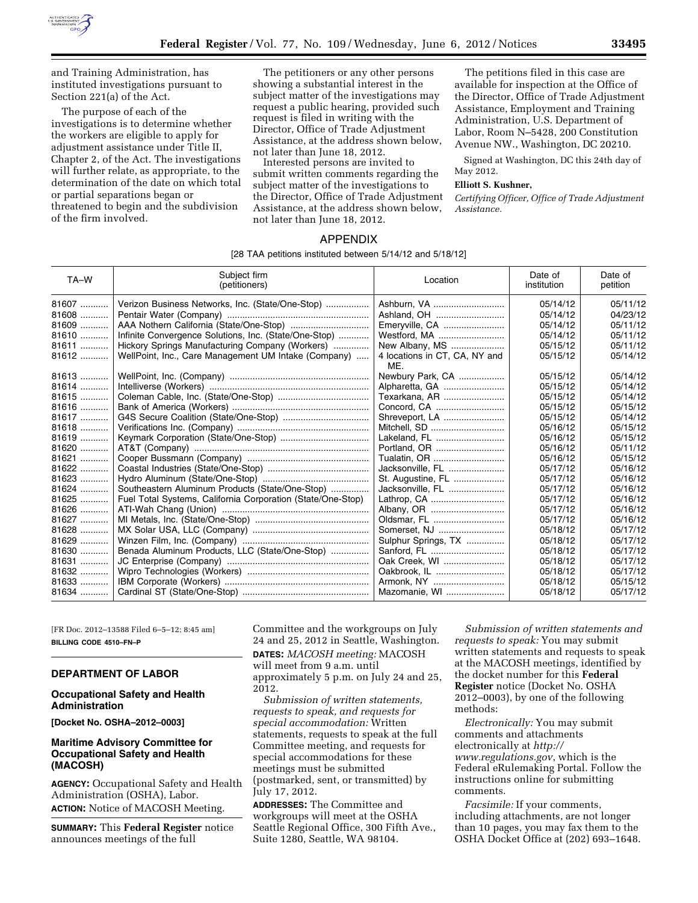and Training Administration, has instituted investigations pursuant to Section 221(a) of the Act.

The purpose of each of the investigations is to determine whether the workers are eligible to apply for adjustment assistance under Title II, Chapter 2, of the Act. The investigations will further relate, as appropriate, to the determination of the date on which total or partial separations began or threatened to begin and the subdivision of the firm involved.

The petitioners or any other persons showing a substantial interest in the subject matter of the investigations may request a public hearing, provided such request is filed in writing with the Director, Office of Trade Adjustment Assistance, at the address shown below, not later than June 18, 2012.

Interested persons are invited to submit written comments regarding the subject matter of the investigations to the Director, Office of Trade Adjustment Assistance, at the address shown below, not later than June 18, 2012.

The petitions filed in this case are available for inspection at the Office of the Director, Office of Trade Adjustment Assistance, Employment and Training Administration, U.S. Department of Labor, Room N–5428, 200 Constitution Avenue NW., Washington, DC 20210.

Signed at Washington, DC this 24th day of May 2012.

**Elliott S. Kushner,**

*Certifying Officer, Office of Trade Adjustment Assistance.*

## APPENDIX

[28 TAA petitions instituted between 5/14/12 and 5/18/12]

| TA–W | Subject firm (petitioners) | Location | Date of institution | Date of petition |
|---|---|---|---|---|
| 81607 | Verizon Business Networks, Inc. (State/One-Stop) | Ashburn, VA | 05/14/12 | 05/11/12 |
| 81608 | Pentair Water (Company) | Ashland, OH | 05/14/12 | 04/23/12 |
| 81609 | AAA Nothern California (State/One-Stop) | Emeryville, CA | 05/14/12 | 05/11/12 |
| 81610 | Infinite Convergence Solutions, Inc. (State/One-Stop) | Westford, MA | 05/14/12 | 05/11/12 |
| 81611 | Hickory Springs Manufacturing Company (Workers) | New Albany, MS | 05/15/12 | 05/11/12 |
| 81612 | WellPoint, Inc., Care Management UM Intake (Company) | 4 locations in CT, CA, NY and ME. | 05/15/12 | 05/14/12 |
| 81613 | WellPoint, Inc. (Company) | Newbury Park, CA | 05/15/12 | 05/14/12 |
| 81614 | Intelliverse (Workers) | Alpharetta, GA | 05/15/12 | 05/14/12 |
| 81615 | Coleman Cable, Inc. (State/One-Stop) | Texarkana, AR | 05/15/12 | 05/14/12 |
| 81616 | Bank of America (Workers) | Concord, CA | 05/15/12 | 05/15/12 |
| 81617 | G4S Secure Coalition (State/One-Stop) | Shreveport, LA | 05/15/12 | 05/14/12 |
| 81618 | Verifications Inc. (Company) | Mitchell, SD | 05/16/12 | 05/15/12 |
| 81619 | Keymark Corporation (State/One-Stop) | Lakeland, FL | 05/16/12 | 05/15/12 |
| 81620 | AT&T (Company) | Portland, OR | 05/16/12 | 05/11/12 |
| 81621 | Cooper Bussmann (Company) | Tualatin, OR | 05/16/12 | 05/15/12 |
| 81622 | Coastal Industries (State/One-Stop) | Jacksonville, FL | 05/17/12 | 05/16/12 |
| 81623 | Hydro Aluminum (State/One-Stop) | St. Augustine, FL | 05/17/12 | 05/16/12 |
| 81624 | Southeastern Aluminum Products (State/One-Stop) | Jacksonville, FL | 05/17/12 | 05/16/12 |
| 81625 | Fuel Total Systems, California Corporation (State/One-Stop) | Lathrop, CA | 05/17/12 | 05/16/12 |
| 81626 | ATI-Wah Chang (Union) | Albany, OR | 05/17/12 | 05/16/12 |
| 81627 | MI Metals, Inc. (State/One-Stop) | Oldsmar, FL | 05/17/12 | 05/16/12 |
| 81628 | MX Solar USA, LLC (Company) | Somerset, NJ | 05/18/12 | 05/17/12 |
| 81629 | Winzen Film, Inc. (Company) | Sulphur Springs, TX | 05/18/12 | 05/17/12 |
| 81630 | Benada Aluminum Products, LLC (State/One-Stop) | Sanford, FL | 05/18/12 | 05/17/12 |
| 81631 | JC Enterprise (Company) | Oak Creek, WI | 05/18/12 | 05/17/12 |
| 81632 | Wipro Technologies (Workers) | Oakbrook, IL | 05/18/12 | 05/17/12 |
| 81633 | IBM Corporate (Workers) | Armonk, NY | 05/18/12 | 05/15/12 |
| 81634 | Cardinal ST (State/One-Stop) | Mazomanie, WI | 05/18/12 | 05/17/12 |

[FR Doc. 2012–13588 Filed 6–5–12; 8:45 am]

**BILLING CODE 4510–FN–P**

## DEPARTMENT OF LABOR

### Occupational Safety and Health Administration

**[Docket No. OSHA–2012–0003]**

### Maritime Advisory Committee for Occupational Safety and Health (MACOSH)

**AGENCY:** Occupational Safety and Health Administration (OSHA), Labor.

**ACTION:** Notice of MACOSH Meeting.

**SUMMARY:** This **Federal Register** notice announces meetings of the full Committee and the workgroups on July 24 and 25, 2012 in Seattle, Washington.

**DATES:** *MACOSH meeting:* MACOSH will meet from 9 a.m. until approximately 5 p.m. on July 24 and 25, 2012.

*Submission of written statements, requests to speak, and requests for special accommodation:* Written statements, requests to speak at the full Committee meeting, and requests for special accommodations for these meetings must be submitted (postmarked, sent, or transmitted) by July 17, 2012.

**ADDRESSES:** The Committee and workgroups will meet at the OSHA Seattle Regional Office, 300 Fifth Ave., Suite 1280, Seattle, WA 98104.

*Submission of written statements and requests to speak:* You may submit written statements and requests to speak at the MACOSH meetings, identified by the docket number for this **Federal Register** notice (Docket No. OSHA 2012–0003), by one of the following methods:

*Electronically:* You may submit comments and attachments electronically at *http://www.regulations.gov*, which is the Federal eRulemaking Portal. Follow the instructions online for submitting comments.

*Facsimile:* If your comments, including attachments, are not longer than 10 pages, you may fax them to the OSHA Docket Office at (202) 693–1648.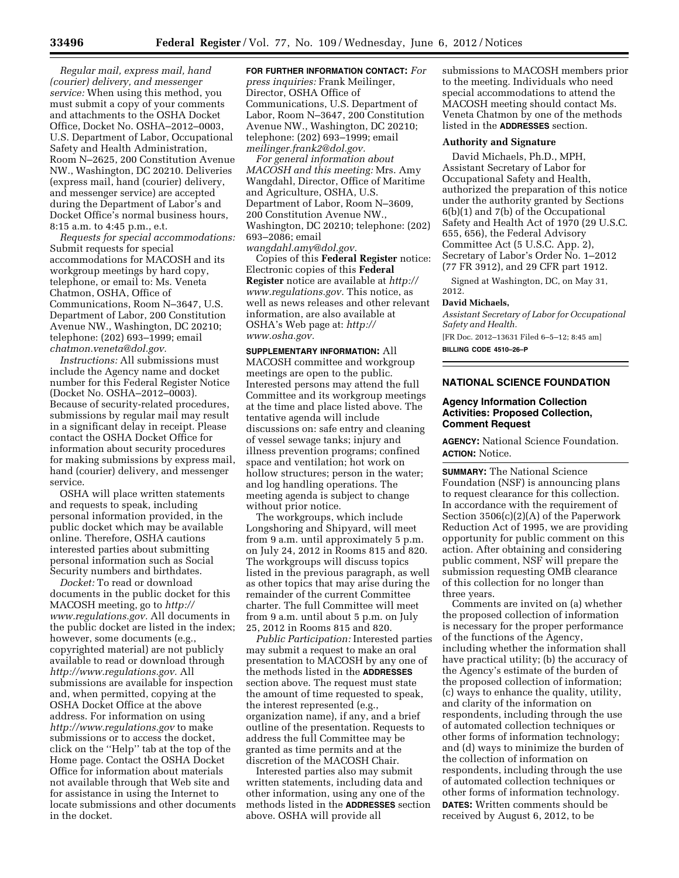*Regular mail, express mail, hand (courier) delivery, and messenger service:* When using this method, you must submit a copy of your comments and attachments to the OSHA Docket Office, Docket No. OSHA–2012–0003, U.S. Department of Labor, Occupational Safety and Health Administration, Room N–2625, 200 Constitution Avenue NW., Washington, DC 20210. Deliveries (express mail, hand (courier) delivery, and messenger service) are accepted during the Department of Labor's and Docket Office's normal business hours, 8:15 a.m. to 4:45 p.m., e.t.

*Requests for special accommodations:* Submit requests for special accommodations for MACOSH and its workgroup meetings by hard copy, telephone, or email to: Ms. Veneta Chatmon, OSHA, Office of Communications, Room N–3647, U.S. Department of Labor, 200 Constitution Avenue NW., Washington, DC 20210; telephone: (202) 693–1999; email *chatmon.veneta@dol.gov.*

*Instructions:* All submissions must include the Agency name and docket number for this Federal Register Notice (Docket No. OSHA–2012–0003). Because of security-related procedures, submissions by regular mail may result in a significant delay in receipt. Please contact the OSHA Docket Office for information about security procedures for making submissions by express mail, hand (courier) delivery, and messenger service.

OSHA will place written statements and requests to speak, including personal information provided, in the public docket which may be available online. Therefore, OSHA cautions interested parties about submitting personal information such as Social Security numbers and birthdates.

*Docket:* To read or download documents in the public docket for this MACOSH meeting, go to *http://www.regulations.gov.* All documents in the public docket are listed in the index; however, some documents (e.g., copyrighted material) are not publicly available to read or download through *http://www.regulations.gov.* All submissions are available for inspection and, when permitted, copying at the OSHA Docket Office at the above address. For information on using *http://www.regulations.gov* to make submissions or to access the docket, click on the ''Help'' tab at the top of the Home page. Contact the OSHA Docket Office for information about materials not available through that Web site and for assistance in using the Internet to locate submissions and other documents in the docket.

**FOR FURTHER INFORMATION CONTACT:** *For press inquiries:* Frank Meilinger, Director, OSHA Office of Communications, U.S. Department of Labor, Room N–3647, 200 Constitution Avenue NW., Washington, DC 20210; telephone: (202) 693–1999; email *meilinger.frank2@dol.gov.*

*For general information about MACOSH and this meeting:* Mrs. Amy Wangdahl, Director, Office of Maritime and Agriculture, OSHA, U.S. Department of Labor, Room N–3609, 200 Constitution Avenue NW., Washington, DC 20210; telephone: (202) 693–2086; email *wangdahl.amy@dol.gov.*

Copies of this **Federal Register** notice: Electronic copies of this **Federal Register** notice are available at *http://www.regulations.gov.* This notice, as well as news releases and other relevant information, are also available at OSHA's Web page at: *http://www.osha.gov.*

**SUPPLEMENTARY INFORMATION:** All MACOSH committee and workgroup meetings are open to the public. Interested persons may attend the full Committee and its workgroup meetings at the time and place listed above. The tentative agenda will include discussions on: safe entry and cleaning of vessel sewage tanks; injury and illness prevention programs; confined space and ventilation; hot work on hollow structures; person in the water; and log handling operations. The meeting agenda is subject to change without prior notice.

The workgroups, which include Longshoring and Shipyard, will meet from 9 a.m. until approximately 5 p.m. on July 24, 2012 in Rooms 815 and 820. The workgroups will discuss topics listed in the previous paragraph, as well as other topics that may arise during the remainder of the current Committee charter. The full Committee will meet from 9 a.m. until about 5 p.m. on July 25, 2012 in Rooms 815 and 820.

*Public Participation:* Interested parties may submit a request to make an oral presentation to MACOSH by any one of the methods listed in the **ADDRESSES** section above. The request must state the amount of time requested to speak, the interest represented (e.g., organization name), if any, and a brief outline of the presentation. Requests to address the full Committee may be granted as time permits and at the discretion of the MACOSH Chair.

Interested parties also may submit written statements, including data and other information, using any one of the methods listed in the **ADDRESSES** section above. OSHA will provide all submissions to MACOSH members prior to the meeting. Individuals who need special accommodations to attend the MACOSH meeting should contact Ms. Veneta Chatmon by one of the methods listed in the **ADDRESSES** section.

### Authority and Signature

David Michaels, Ph.D., MPH, Assistant Secretary of Labor for Occupational Safety and Health, authorized the preparation of this notice under the authority granted by Sections 6(b)(1) and 7(b) of the Occupational Safety and Health Act of 1970 (29 U.S.C. 655, 656), the Federal Advisory Committee Act (5 U.S.C. App. 2), Secretary of Labor's Order No. 1–2012 (77 FR 3912), and 29 CFR part 1912.

Signed at Washington, DC, on May 31, 2012.

**David Michaels,**

*Assistant Secretary of Labor for Occupational Safety and Health.*

[FR Doc. 2012–13631 Filed 6–5–12; 8:45 am]

**BILLING CODE 4510–26–P**

## NATIONAL SCIENCE FOUNDATION

### Agency Information Collection Activities: Proposed Collection, Comment Request

**AGENCY:** National Science Foundation.

**ACTION:** Notice.

**SUMMARY:** The National Science Foundation (NSF) is announcing plans to request clearance for this collection. In accordance with the requirement of Section 3506(c)(2)(A) of the Paperwork Reduction Act of 1995, we are providing opportunity for public comment on this action. After obtaining and considering public comment, NSF will prepare the submission requesting OMB clearance of this collection for no longer than three years.

Comments are invited on (a) whether the proposed collection of information is necessary for the proper performance of the functions of the Agency, including whether the information shall have practical utility; (b) the accuracy of the Agency's estimate of the burden of the proposed collection of information; (c) ways to enhance the quality, utility, and clarity of the information on respondents, including through the use of automated collection techniques or other forms of information technology; and (d) ways to minimize the burden of the collection of information on respondents, including through the use of automated collection techniques or other forms of information technology.

**DATES:** Written comments should be received by August 6, 2012, to be